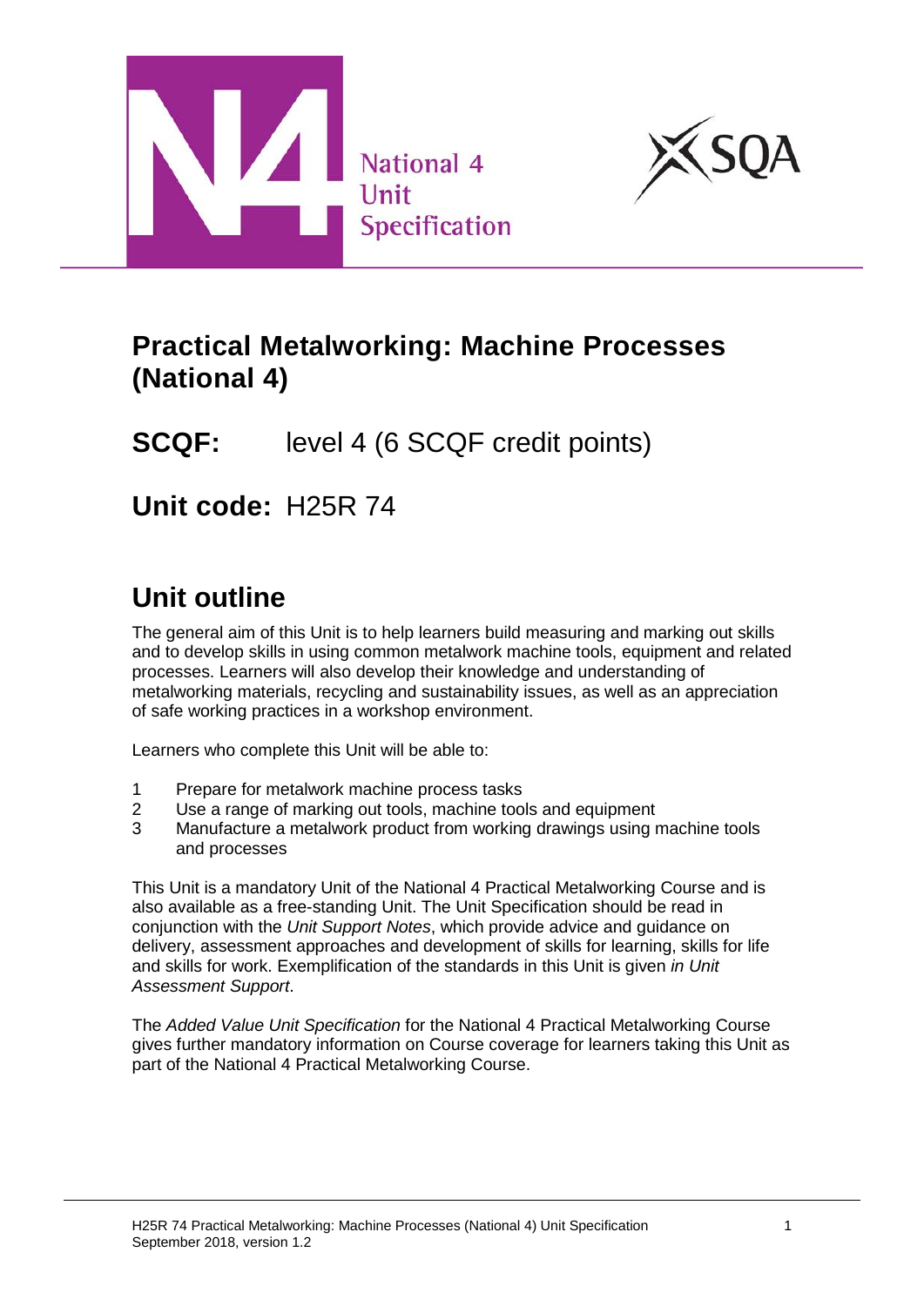National 4 Unit Specification

# Practical Metalworking: Machine Processes (National 4)

## SCQF: level 4 (6 SCQF credit points)

## Unit code: H25R 74

# Unit outline

The general aim of this Unit is to help learners build measuring and marking out skills and to develop skills in using common metalwork machine tools, equipment and related processes. Learners will also develop their knowledge and understanding of metalworking materials, recycling and sustainability issues, as well as an appreciation of safe working practices in a workshop environment.

Learners who complete this Unit will be able to:

1. Prepare for metalwork machine process tasks
2. Use a range of marking out tools, machine tools and equipment
3. Manufacture a metalwork product from working drawings using machine tools and processes

This Unit is a mandatory Unit of the National 4 Practical Metalworking Course and is also available as a free-standing Unit. The Unit Specification should be read in conjunction with the *Unit Support Notes*, which provide advice and guidance on delivery, assessment approaches and development of skills for learning, skills for life and skills for work. Exemplification of the standards in this Unit is given *in Unit Assessment Support*.

The *Added Value Unit Specification* for the National 4 Practical Metalworking Course gives further mandatory information on Course coverage for learners taking this Unit as part of the National 4 Practical Metalworking Course.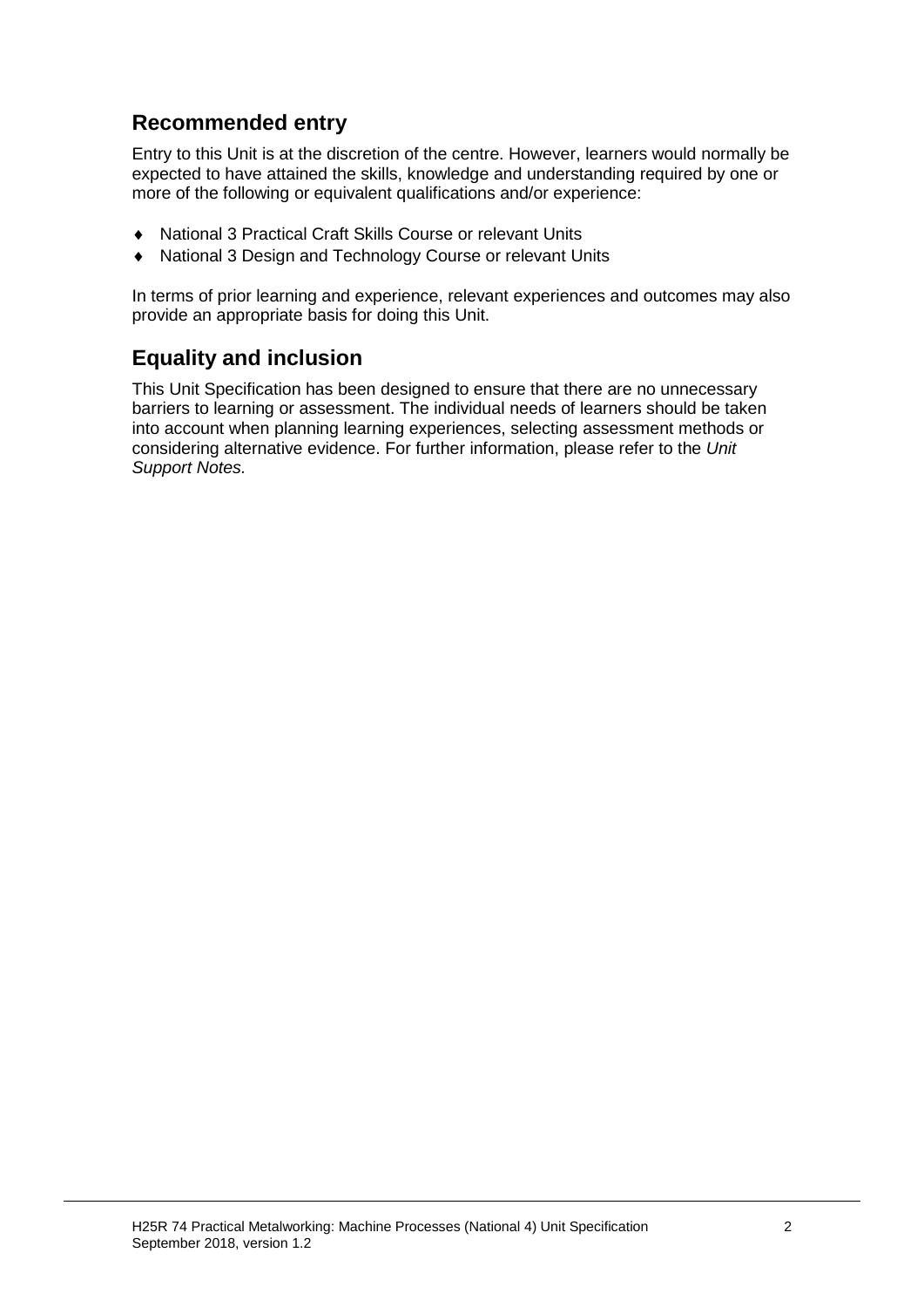## Recommended entry

Entry to this Unit is at the discretion of the centre. However, learners would normally be expected to have attained the skills, knowledge and understanding required by one or more of the following or equivalent qualifications and/or experience:

- National 3 Practical Craft Skills Course or relevant Units
- National 3 Design and Technology Course or relevant Units

In terms of prior learning and experience, relevant experiences and outcomes may also provide an appropriate basis for doing this Unit.

## Equality and inclusion

This Unit Specification has been designed to ensure that there are no unnecessary barriers to learning or assessment. The individual needs of learners should be taken into account when planning learning experiences, selecting assessment methods or considering alternative evidence. For further information, please refer to the *Unit Support Notes.*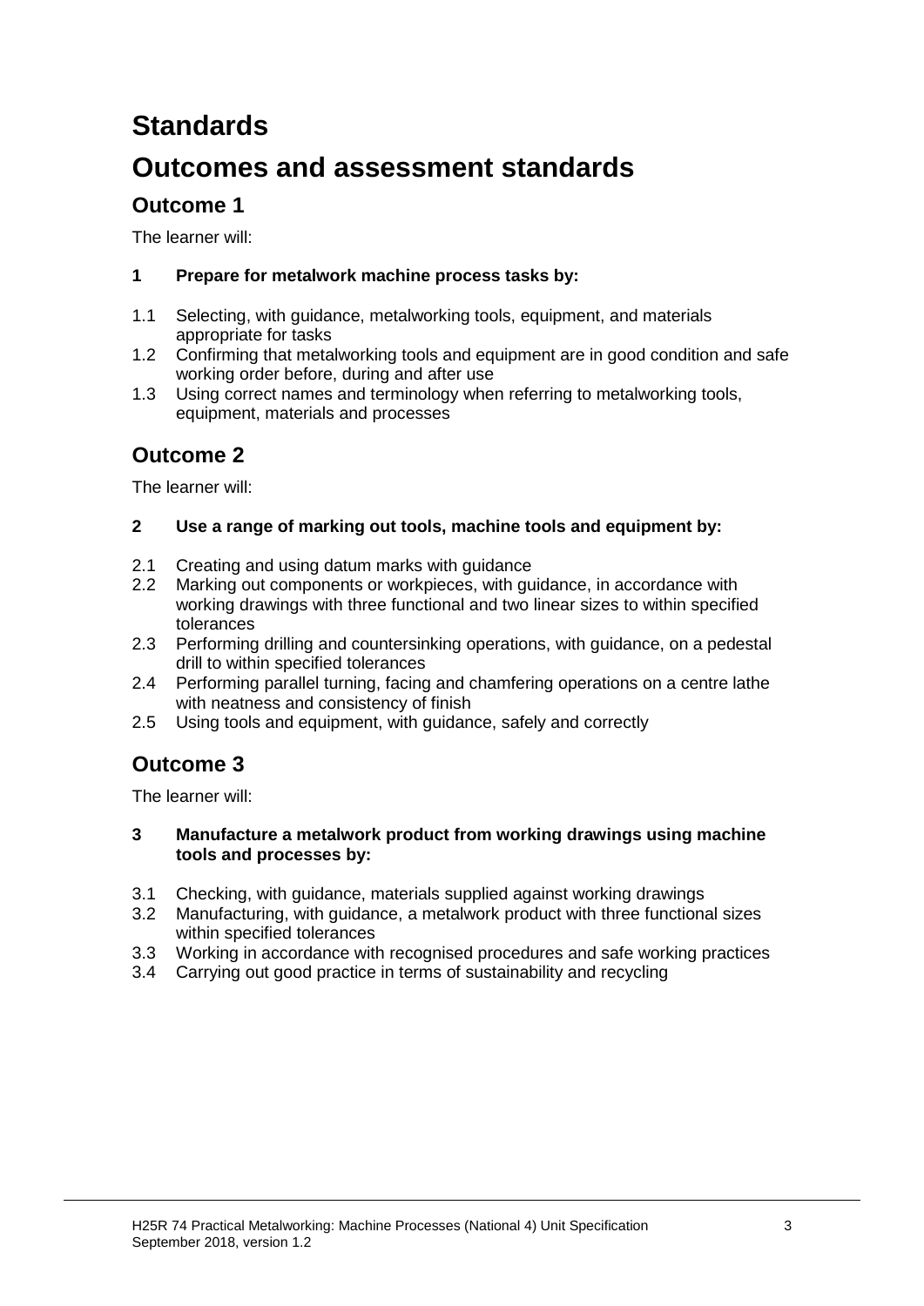# Standards

# Outcomes and assessment standards

## Outcome 1

The learner will:

**1 Prepare for metalwork machine process tasks by:**

1.1 Selecting, with guidance, metalworking tools, equipment, and materials appropriate for tasks
1.2 Confirming that metalworking tools and equipment are in good condition and safe working order before, during and after use
1.3 Using correct names and terminology when referring to metalworking tools, equipment, materials and processes

## Outcome 2

The learner will:

**2 Use a range of marking out tools, machine tools and equipment by:**

2.1 Creating and using datum marks with guidance
2.2 Marking out components or workpieces, with guidance, in accordance with working drawings with three functional and two linear sizes to within specified tolerances
2.3 Performing drilling and countersinking operations, with guidance, on a pedestal drill to within specified tolerances
2.4 Performing parallel turning, facing and chamfering operations on a centre lathe with neatness and consistency of finish
2.5 Using tools and equipment, with guidance, safely and correctly

## Outcome 3

The learner will:

**3 Manufacture a metalwork product from working drawings using machine tools and processes by:**

3.1 Checking, with guidance, materials supplied against working drawings
3.2 Manufacturing, with guidance, a metalwork product with three functional sizes within specified tolerances
3.3 Working in accordance with recognised procedures and safe working practices
3.4 Carrying out good practice in terms of sustainability and recycling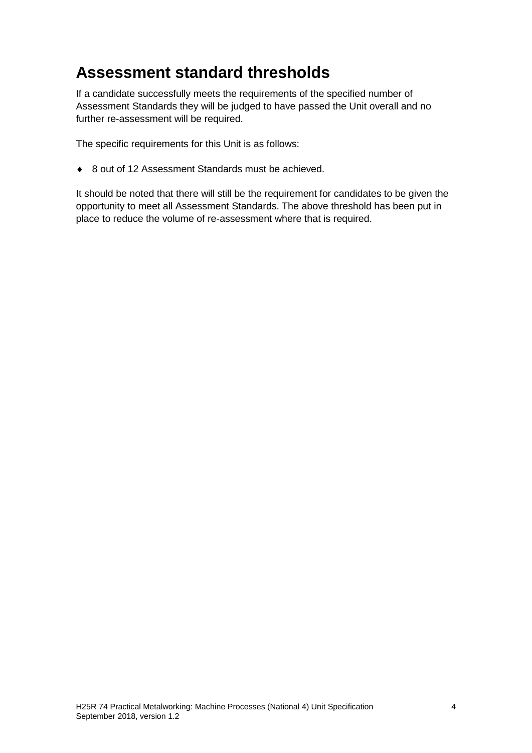## Assessment standard thresholds

If a candidate successfully meets the requirements of the specified number of Assessment Standards they will be judged to have passed the Unit overall and no further re-assessment will be required.

The specific requirements for this Unit is as follows:

- 8 out of 12 Assessment Standards must be achieved.

It should be noted that there will still be the requirement for candidates to be given the opportunity to meet all Assessment Standards. The above threshold has been put in place to reduce the volume of re-assessment where that is required.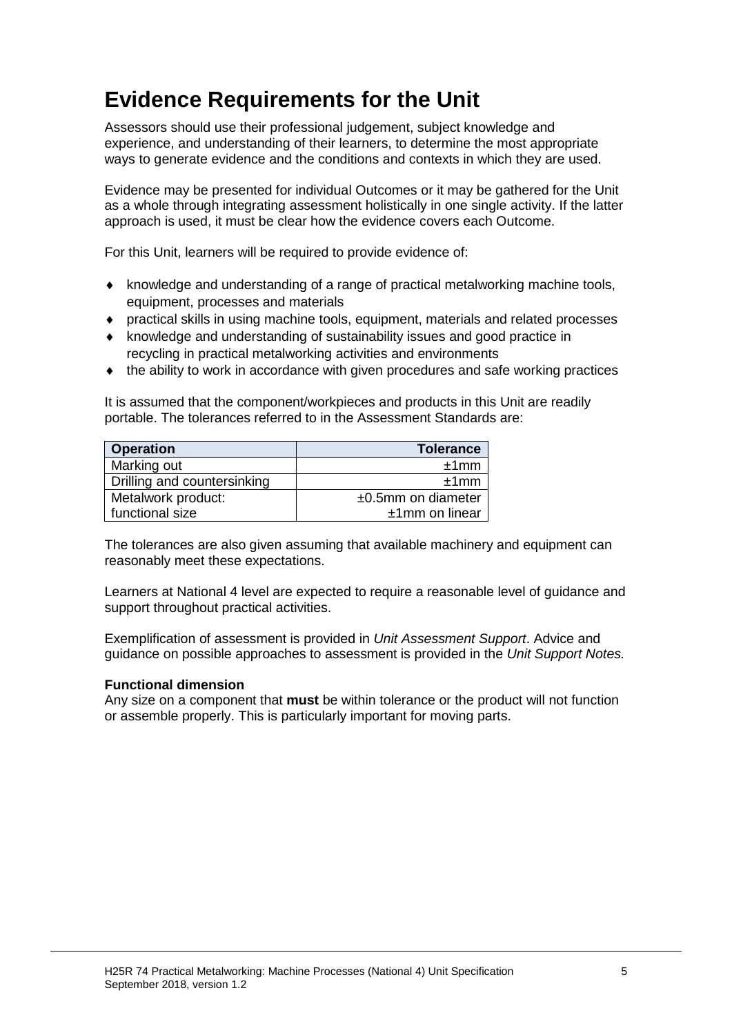# Evidence Requirements for the Unit

Assessors should use their professional judgement, subject knowledge and experience, and understanding of their learners, to determine the most appropriate ways to generate evidence and the conditions and contexts in which they are used.

Evidence may be presented for individual Outcomes or it may be gathered for the Unit as a whole through integrating assessment holistically in one single activity. If the latter approach is used, it must be clear how the evidence covers each Outcome.

For this Unit, learners will be required to provide evidence of:

- knowledge and understanding of a range of practical metalworking machine tools, equipment, processes and materials
- practical skills in using machine tools, equipment, materials and related processes
- knowledge and understanding of sustainability issues and good practice in recycling in practical metalworking activities and environments
- the ability to work in accordance with given procedures and safe working practices

It is assumed that the component/workpieces and products in this Unit are readily portable. The tolerances referred to in the Assessment Standards are:

| Operation | Tolerance |
|---|---:|
| Marking out | ±1mm |
| Drilling and countersinking | ±1mm |
| Metalwork product: functional size | ±0.5mm on diameter ±1mm on linear |

The tolerances are also given assuming that available machinery and equipment can reasonably meet these expectations.

Learners at National 4 level are expected to require a reasonable level of guidance and support throughout practical activities.

Exemplification of assessment is provided in *Unit Assessment Support*. Advice and guidance on possible approaches to assessment is provided in the *Unit Support Notes.*

**Functional dimension**
Any size on a component that **must** be within tolerance or the product will not function or assemble properly. This is particularly important for moving parts.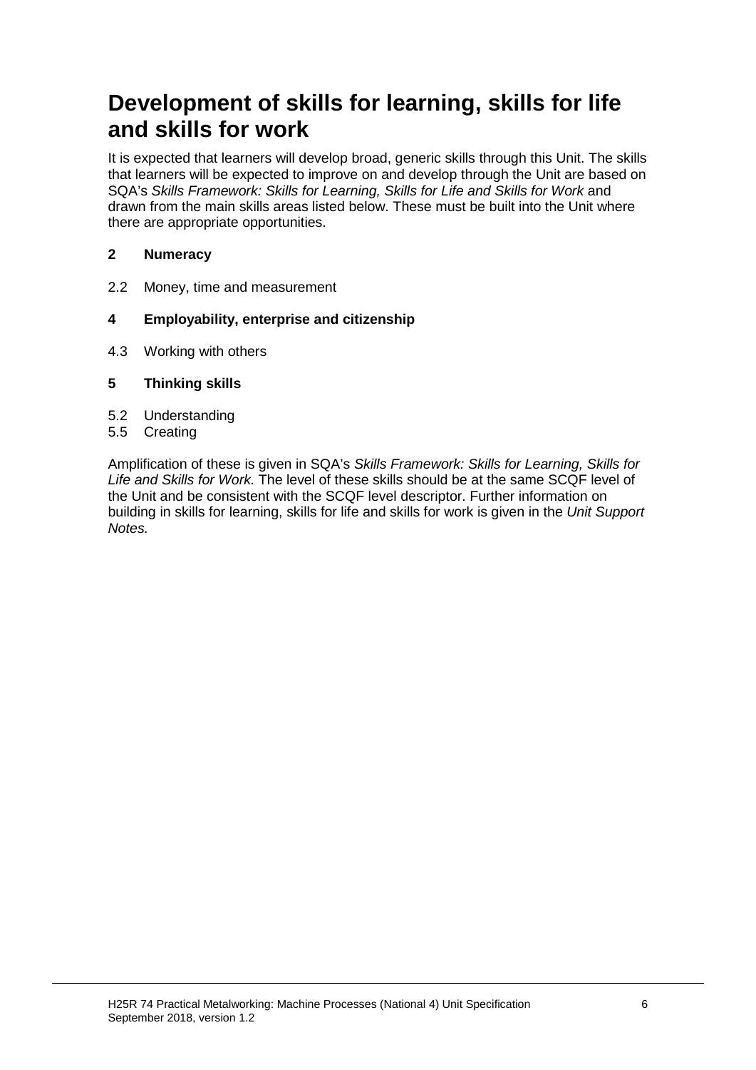# Development of skills for learning, skills for life and skills for work

It is expected that learners will develop broad, generic skills through this Unit. The skills that learners will be expected to improve on and develop through the Unit are based on SQA's *Skills Framework: Skills for Learning, Skills for Life and Skills for Work* and drawn from the main skills areas listed below. These must be built into the Unit where there are appropriate opportunities.

**2 Numeracy**

2.2 Money, time and measurement

**4 Employability, enterprise and citizenship**

4.3 Working with others

**5 Thinking skills**

5.2 Understanding
5.5 Creating

Amplification of these is given in SQA's *Skills Framework: Skills for Learning, Skills for Life and Skills for Work.* The level of these skills should be at the same SCQF level of the Unit and be consistent with the SCQF level descriptor. Further information on building in skills for learning, skills for life and skills for work is given in the *Unit Support Notes.*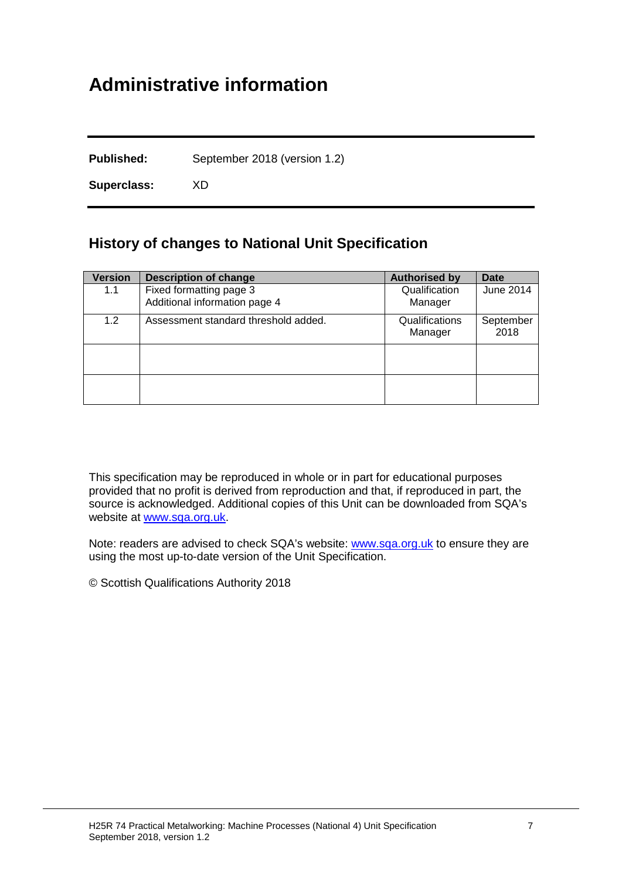# Administrative information

**Published:** September 2018 (version 1.2)

**Superclass:** XD

## History of changes to National Unit Specification

| Version | Description of change | Authorised by | Date |
|---|---|---|---|
| 1.1 | Fixed formatting page 3<br>Additional information page 4 | Qualification Manager | June 2014 |
| 1.2 | Assessment standard threshold added. | Qualifications Manager | September 2018 |
| | | | |
| | | | |

This specification may be reproduced in whole or in part for educational purposes provided that no profit is derived from reproduction and that, if reproduced in part, the source is acknowledged. Additional copies of this Unit can be downloaded from SQA's website at www.sqa.org.uk.

Note: readers are advised to check SQA's website: www.sqa.org.uk to ensure they are using the most up-to-date version of the Unit Specification.

© Scottish Qualifications Authority 2018